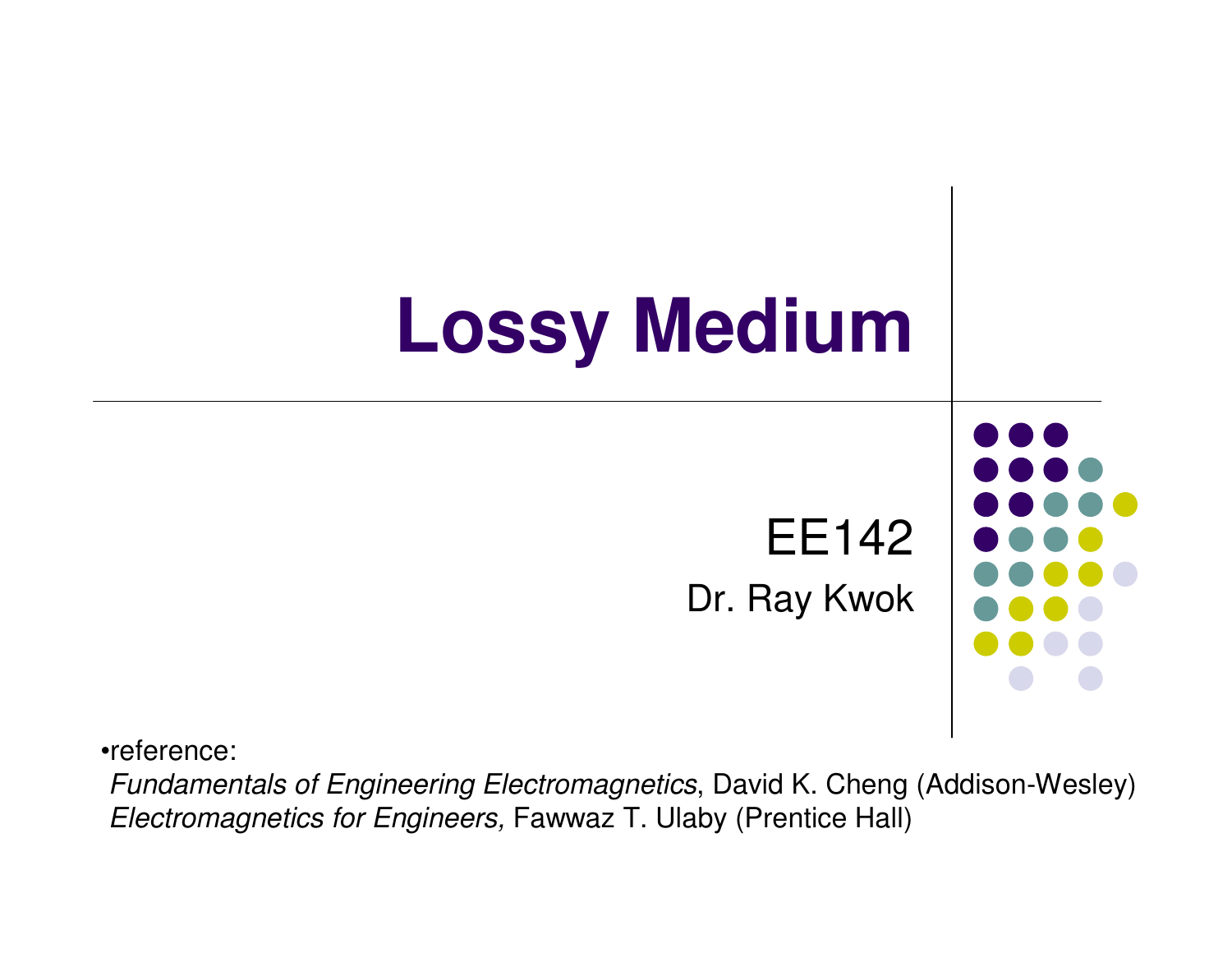# Lossy Medium

EE142

Dr. Ray Kwok

•reference:

*Fundamentals of Engineering Electromagnetics*, David K. Cheng (Addison-Wesley)

*Electromagnetics for Engineers,* Fawwaz T. Ulaby (Prentice Hall)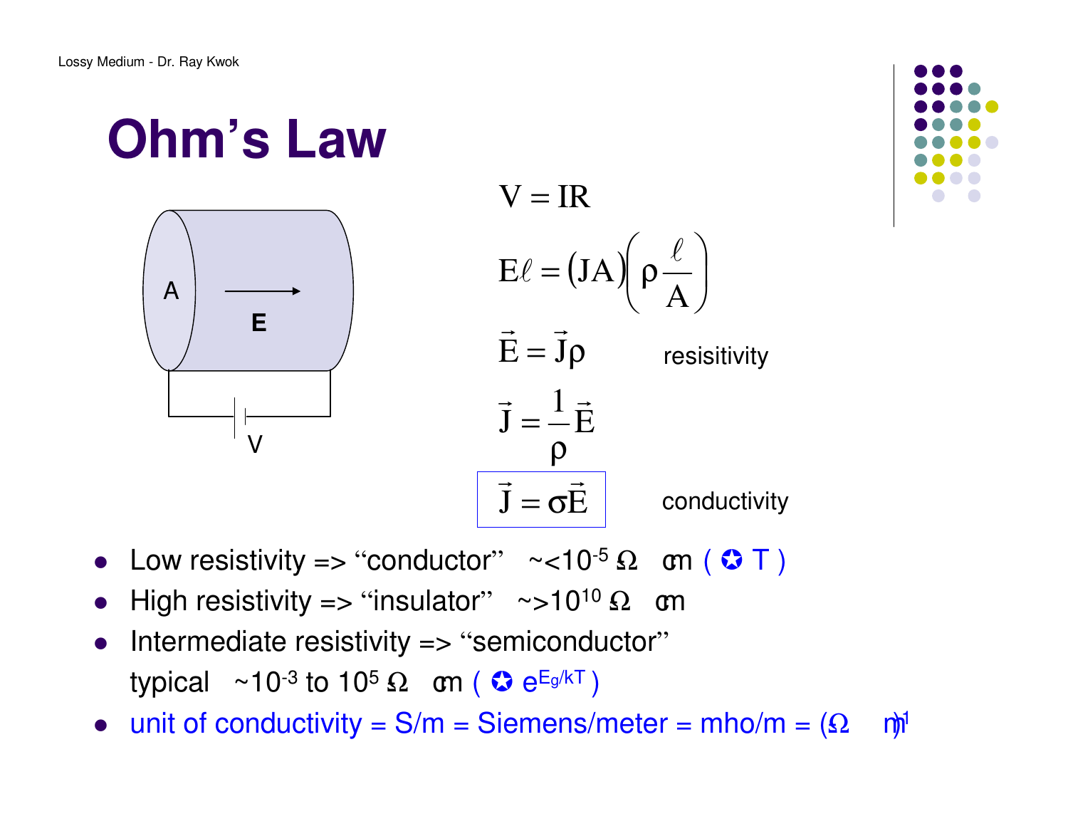# Ohm's Law

A

E

V

$$V = IR$$

$$E\ell = (JA)\left(\rho \frac{\ell}{A}\right)$$

$$\vec{E} = \vec{J}\rho \quad \text{resisitivity}$$

$$\vec{J} = \frac{1}{\rho}\vec{E}$$

$$\boxed{\vec{J} = \sigma\vec{E}} \quad \text{conductivity}$$

- Low resistivity => "conductor" ~$<10^{-5}\ \Omega \cdot$ cm ( $\propto$ T )
- High resistivity => "insulator" ~$>10^{10}\ \Omega \cdot$ cm
- Intermediate resistivity => "semiconductor"
  typical ~$10^{-3}$ to $10^{5}\ \Omega \cdot$ cm ( $\propto e^{E_g/kT}$ )
- unit of conductivity = S/m = Siemens/meter = mho/m = $(\Omega \cdot m)^{-1}$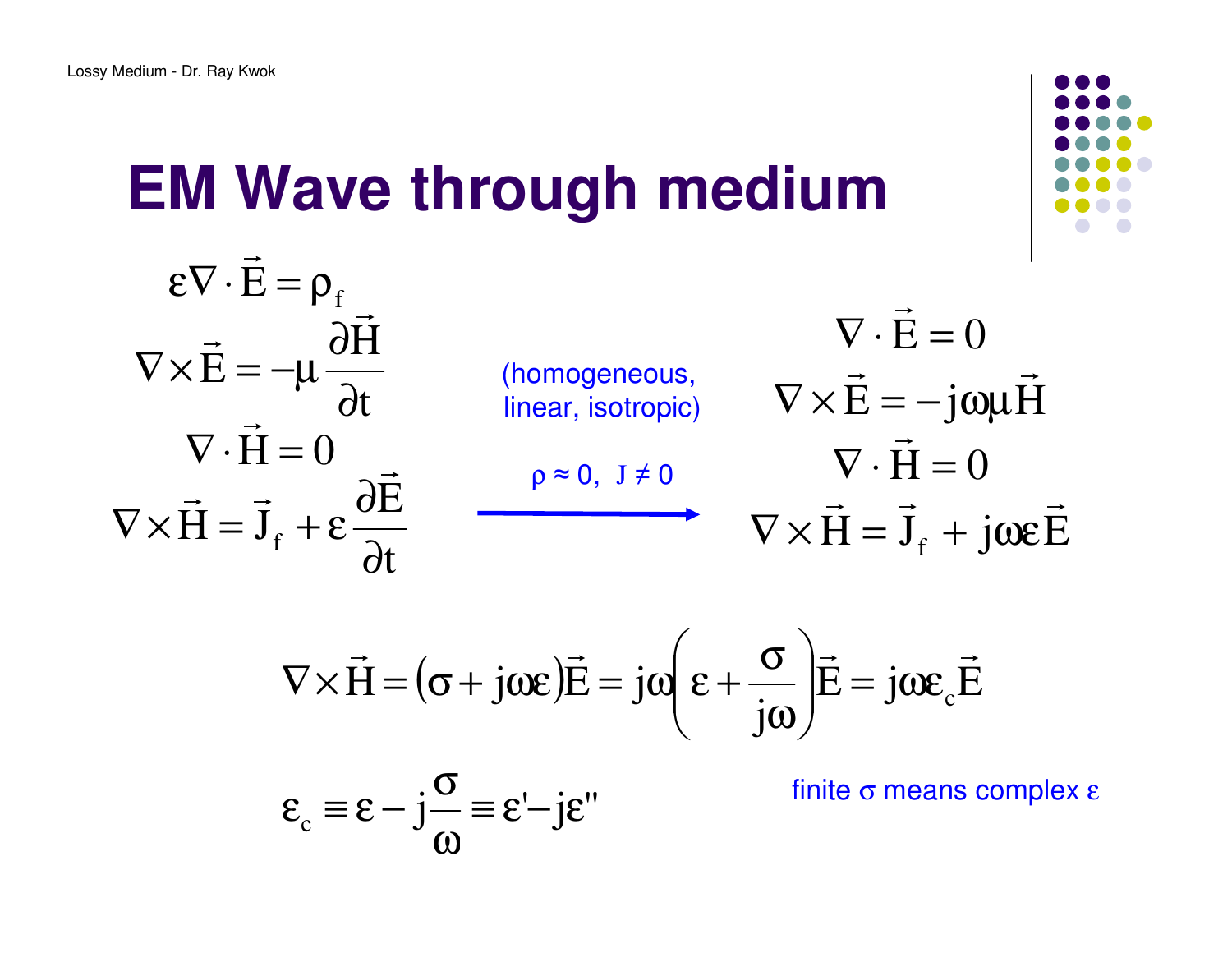# EM Wave through medium

$$\varepsilon \nabla \cdot \vec{E} = \rho_f$$

$$\nabla \times \vec{E} = -\mu \frac{\partial \vec{H}}{\partial t}$$

$$\nabla \cdot \vec{H} = 0$$

$$\nabla \times \vec{H} = \vec{J}_f + \varepsilon \frac{\partial \vec{E}}{\partial t}$$

(homogeneous, linear, isotropic)

$\rho \approx 0, \; J \neq 0$

$$\nabla \cdot \vec{E} = 0$$

$$\nabla \times \vec{E} = -j\omega\mu \vec{H}$$

$$\nabla \cdot \vec{H} = 0$$

$$\nabla \times \vec{H} = \vec{J}_f + j\omega\varepsilon \vec{E}$$

$$\nabla \times \vec{H} = (\sigma + j\omega\varepsilon)\vec{E} = j\omega\left(\varepsilon + \frac{\sigma}{j\omega}\right)\vec{E} = j\omega\varepsilon_c \vec{E}$$

$$\varepsilon_c \equiv \varepsilon - j\frac{\sigma}{\omega} \equiv \varepsilon' - j\varepsilon''$$

finite $\sigma$ means complex $\varepsilon$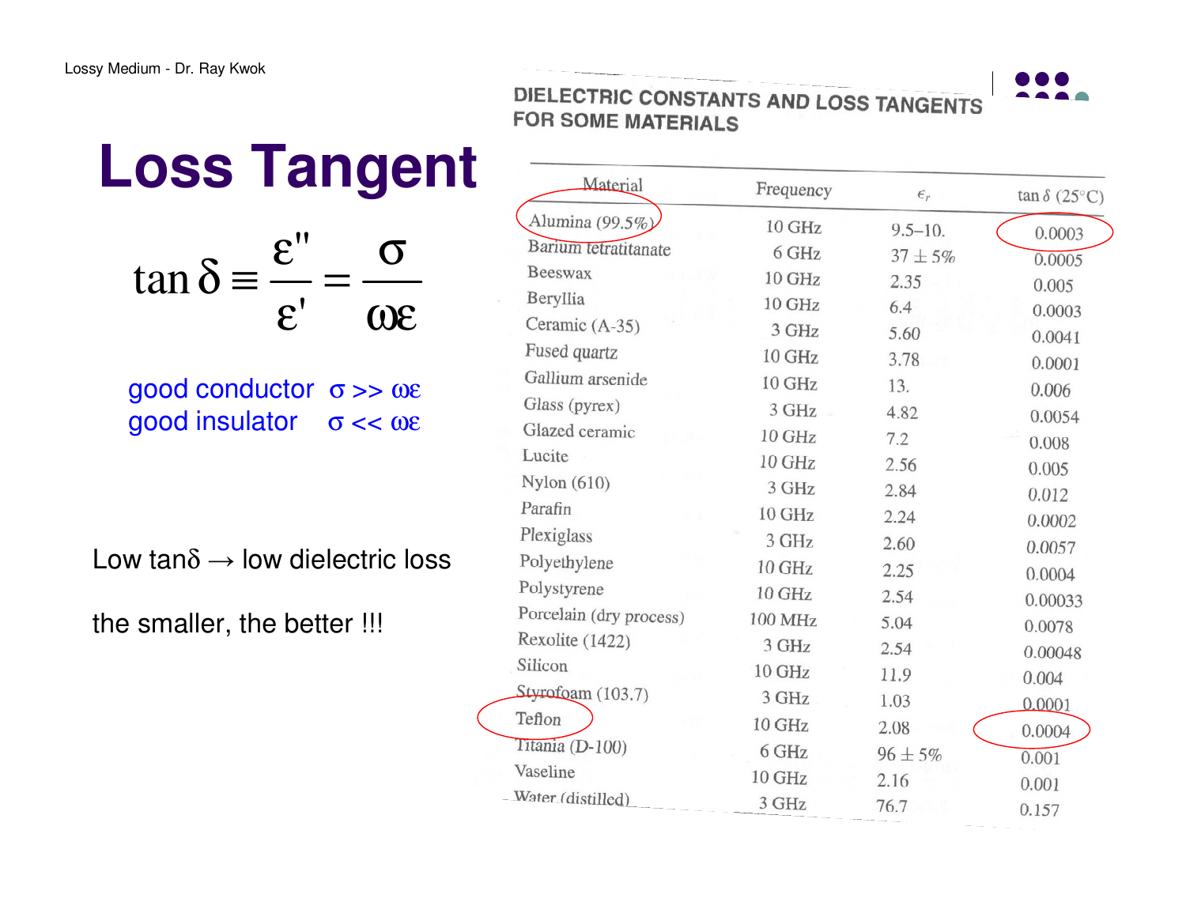# Loss Tangent

$$\tan\delta \equiv \frac{\varepsilon''}{\varepsilon'} = \frac{\sigma}{\omega\varepsilon}$$

good conductor $\sigma >> \omega\varepsilon$

good insulator $\sigma << \omega\varepsilon$

Low tanδ → low dielectric loss

the smaller, the better !!!

**DIELECTRIC CONSTANTS AND LOSS TANGENTS FOR SOME MATERIALS**

| Material | Frequency | $\epsilon_r$ | $\tan\delta$ (25°C) |
|---|---|---|---|
| Alumina (99.5%) | 10 GHz | 9.5–10. | 0.0003 |
| Barium tetratitanate | 6 GHz | 37 ± 5% | 0.0005 |
| Beeswax | 10 GHz | 2.35 | 0.005 |
| Beryllia | 10 GHz | 6.4 | 0.0003 |
| Ceramic (A-35) | 3 GHz | 5.60 | 0.0041 |
| Fused quartz | 10 GHz | 3.78 | 0.0001 |
| Gallium arsenide | 10 GHz | 13. | 0.006 |
| Glass (pyrex) | 3 GHz | 4.82 | 0.0054 |
| Glazed ceramic | 10 GHz | 7.2 | 0.008 |
| Lucite | 10 GHz | 2.56 | 0.005 |
| Nylon (610) | 3 GHz | 2.84 | 0.012 |
| Parafin | 10 GHz | 2.24 | 0.0002 |
| Plexiglass | 3 GHz | 2.60 | 0.0057 |
| Polyethylene | 10 GHz | 2.25 | 0.0004 |
| Polystyrene | 10 GHz | 2.54 | 0.00033 |
| Porcelain (dry process) | 100 MHz | 5.04 | 0.0078 |
| Rexolite (1422) | 3 GHz | 2.54 | 0.00048 |
| Silicon | 10 GHz | 11.9 | 0.004 |
| Styrofoam (103.7) | 3 GHz | 1.03 | 0.0001 |
| Teflon | 10 GHz | 2.08 | 0.0004 |
| Titania (D-100) | 6 GHz | 96 ± 5% | 0.001 |
| Vaseline | 10 GHz | 2.16 | 0.001 |
| Water (distilled) | 3 GHz | 76.7 | 0.157 |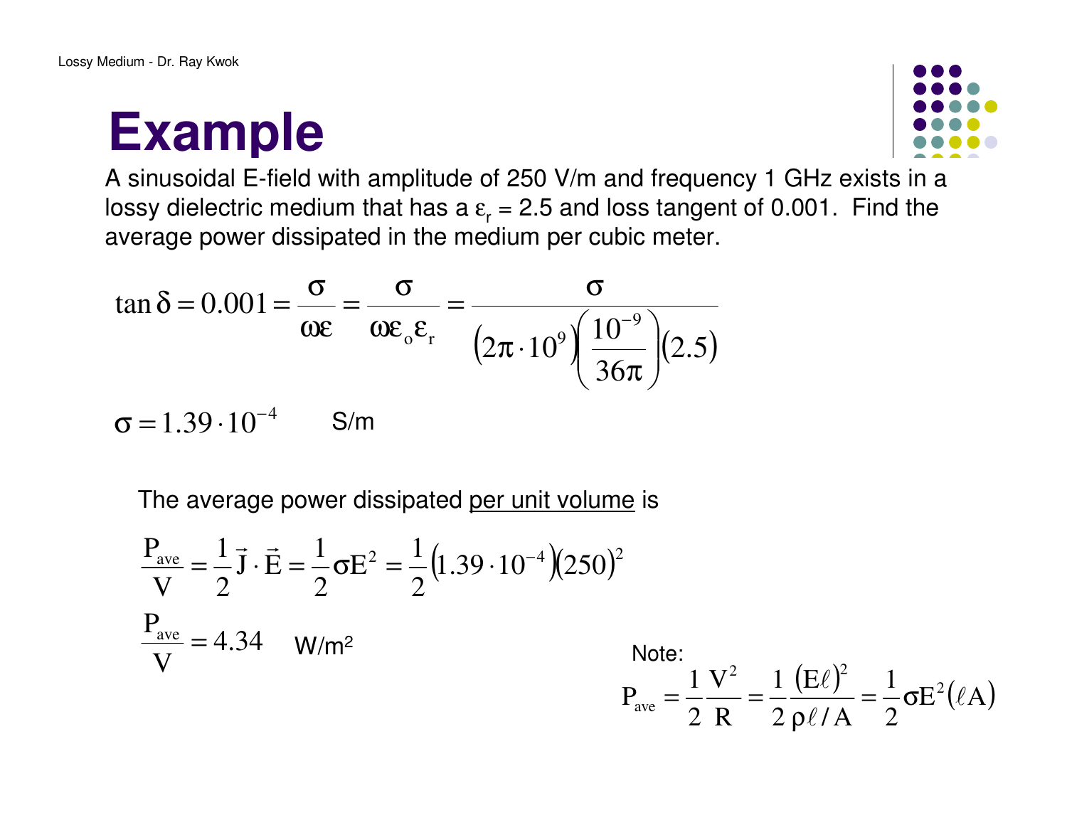# Example

A sinusoidal E-field with amplitude of 250 V/m and frequency 1 GHz exists in a lossy dielectric medium that has a $\varepsilon_r$ = 2.5 and loss tangent of 0.001. Find the average power dissipated in the medium per cubic meter.

$$\tan\delta = 0.001 = \frac{\sigma}{\omega\varepsilon} = \frac{\sigma}{\omega\varepsilon_o\varepsilon_r} = \frac{\sigma}{\left(2\pi\cdot 10^9\right)\left(\dfrac{10^{-9}}{36\pi}\right)(2.5)}$$

$$\sigma = 1.39\cdot 10^{-4} \quad \text{S/m}$$

The average power dissipated <u>per unit volume</u> is

$$\frac{P_{ave}}{V} = \frac{1}{2}\vec{J}\cdot\vec{E} = \frac{1}{2}\sigma E^2 = \frac{1}{2}\left(1.39\cdot 10^{-4}\right)(250)^2$$

$$\frac{P_{ave}}{V} = 4.34 \quad \text{W/m}^2$$

Note:

$$P_{ave} = \frac{1}{2}\frac{V^2}{R} = \frac{1}{2}\frac{(E\ell)^2}{\rho\ell/A} = \frac{1}{2}\sigma E^2(\ell A)$$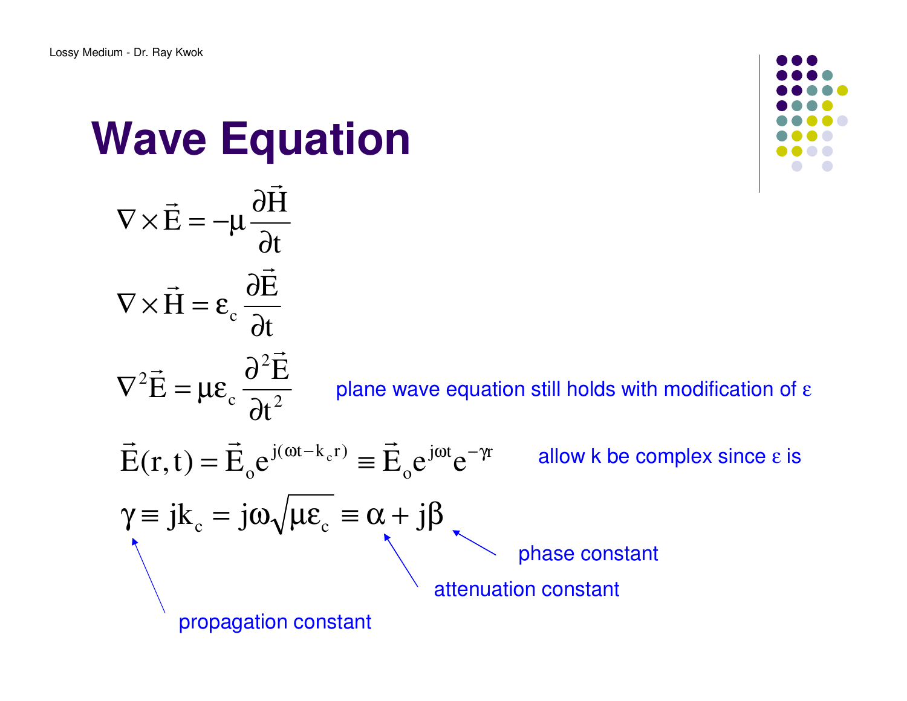# Wave Equation

$$\nabla \times \vec{E} = -\mu \frac{\partial \vec{H}}{\partial t}$$

$$\nabla \times \vec{H} = \varepsilon_c \frac{\partial \vec{E}}{\partial t}$$

$$\nabla^2 \vec{E} = \mu \varepsilon_c \frac{\partial^2 \vec{E}}{\partial t^2}$$

plane wave equation still holds with modification of $\varepsilon$

$$\vec{E}(r,t) = \vec{E}_o e^{j(\omega t - k_c r)} \equiv \vec{E}_o e^{j\omega t} e^{-\gamma r}$$

allow k be complex since $\varepsilon$ is

$$\gamma \equiv jk_c = j\omega\sqrt{\mu\varepsilon_c} \equiv \alpha + j\beta$$

- $\gamma$: propagation constant
- $\alpha$: attenuation constant
- $\beta$: phase constant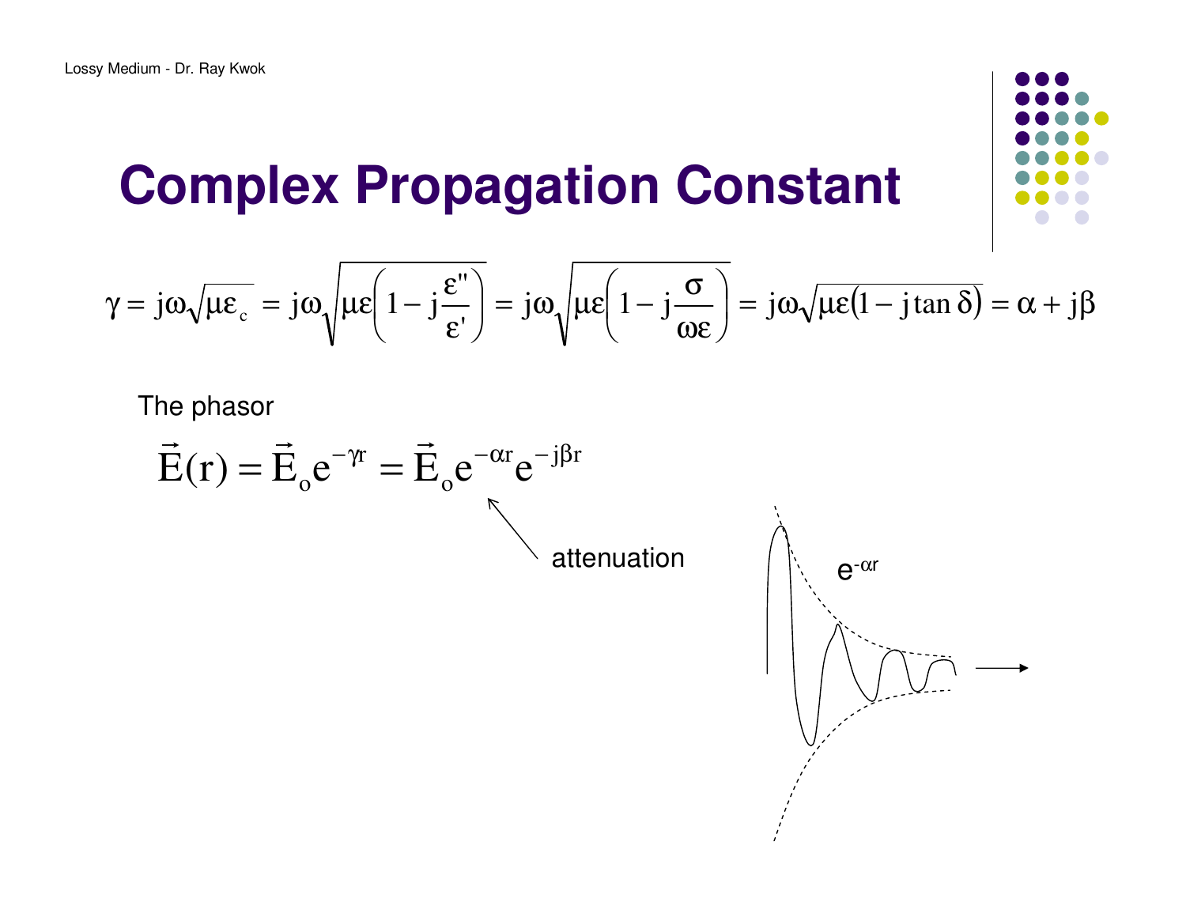# Complex Propagation Constant

$$\gamma = j\omega\sqrt{\mu\varepsilon_c} = j\omega\sqrt{\mu\varepsilon\left(1 - j\frac{\varepsilon''}{\varepsilon'}\right)} = j\omega\sqrt{\mu\varepsilon\left(1 - j\frac{\sigma}{\omega\varepsilon}\right)} = j\omega\sqrt{\mu\varepsilon(1 - j\tan\delta)} = \alpha + j\beta$$

The phasor

$$\vec{E}(r) = \vec{E}_o e^{-\gamma r} = \vec{E}_o e^{-\alpha r} e^{-j\beta r}$$

attenuation

$e^{-\alpha r}$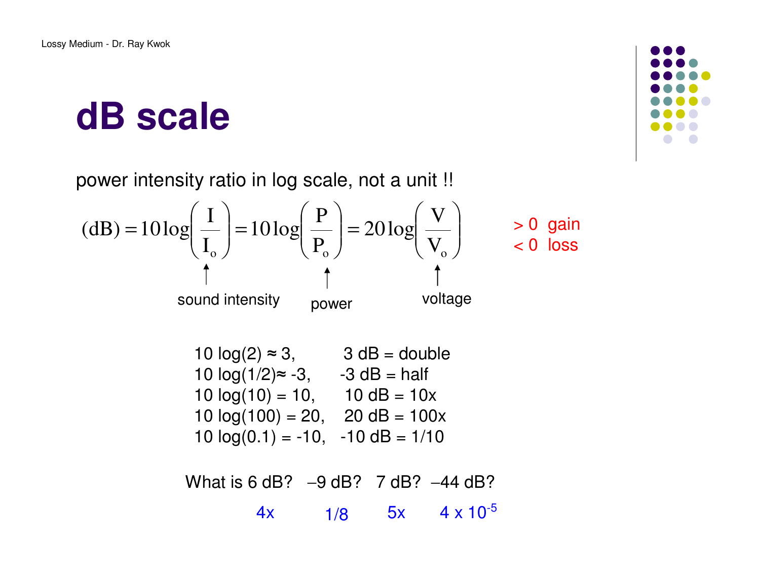# dB scale

power intensity ratio in log scale, not a unit !!

$$(\text{dB}) = 10\log\left(\frac{I}{I_o}\right) = 10\log\left(\frac{P}{P_o}\right) = 20\log\left(\frac{V}{V_o}\right)$$

sound intensity — power — voltage

> 0 gain
< 0 loss

10 log(2) ≈ 3, 3 dB = double
10 log(1/2)≈ -3, -3 dB = half
10 log(10) = 10, 10 dB = 10x
10 log(100) = 20, 20 dB = 100x
10 log(0.1) = -10, -10 dB = 1/10

What is 6 dB? –9 dB? 7 dB? –44 dB?

4x 1/8 5x $4 \times 10^{-5}$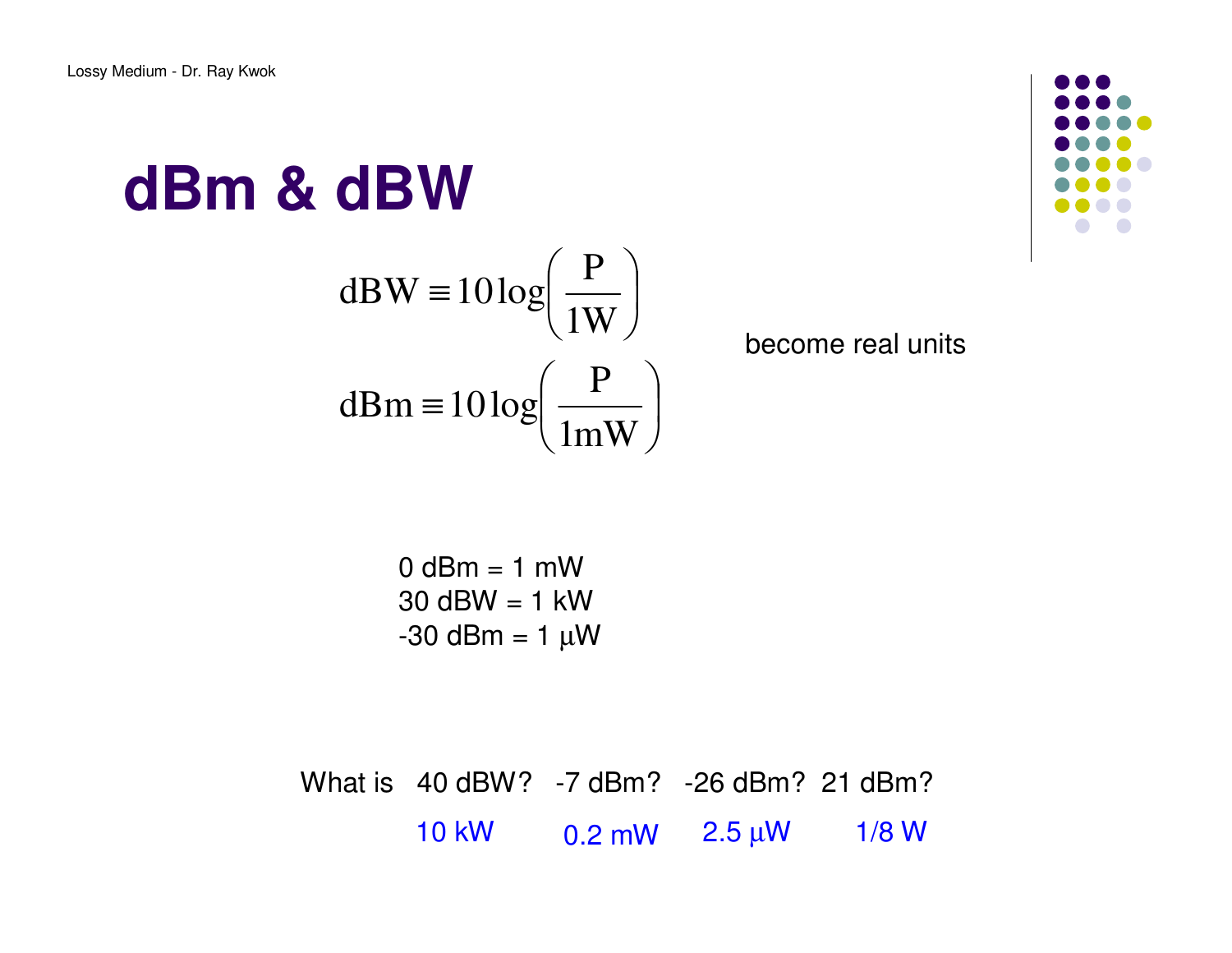# dBm & dBW

$$\text{dBW} \equiv 10\log\left(\frac{\text{P}}{1\text{W}}\right)$$

$$\text{dBm} \equiv 10\log\left(\frac{\text{P}}{1\text{mW}}\right)$$

become real units

0 dBm = 1 mW
30 dBW = 1 kW
-30 dBm = 1 $\mu$W

What is 40 dBW? -7 dBm? -26 dBm? 21 dBm?

10 kW 0.2 mW 2.5 $\mu$W 1/8 W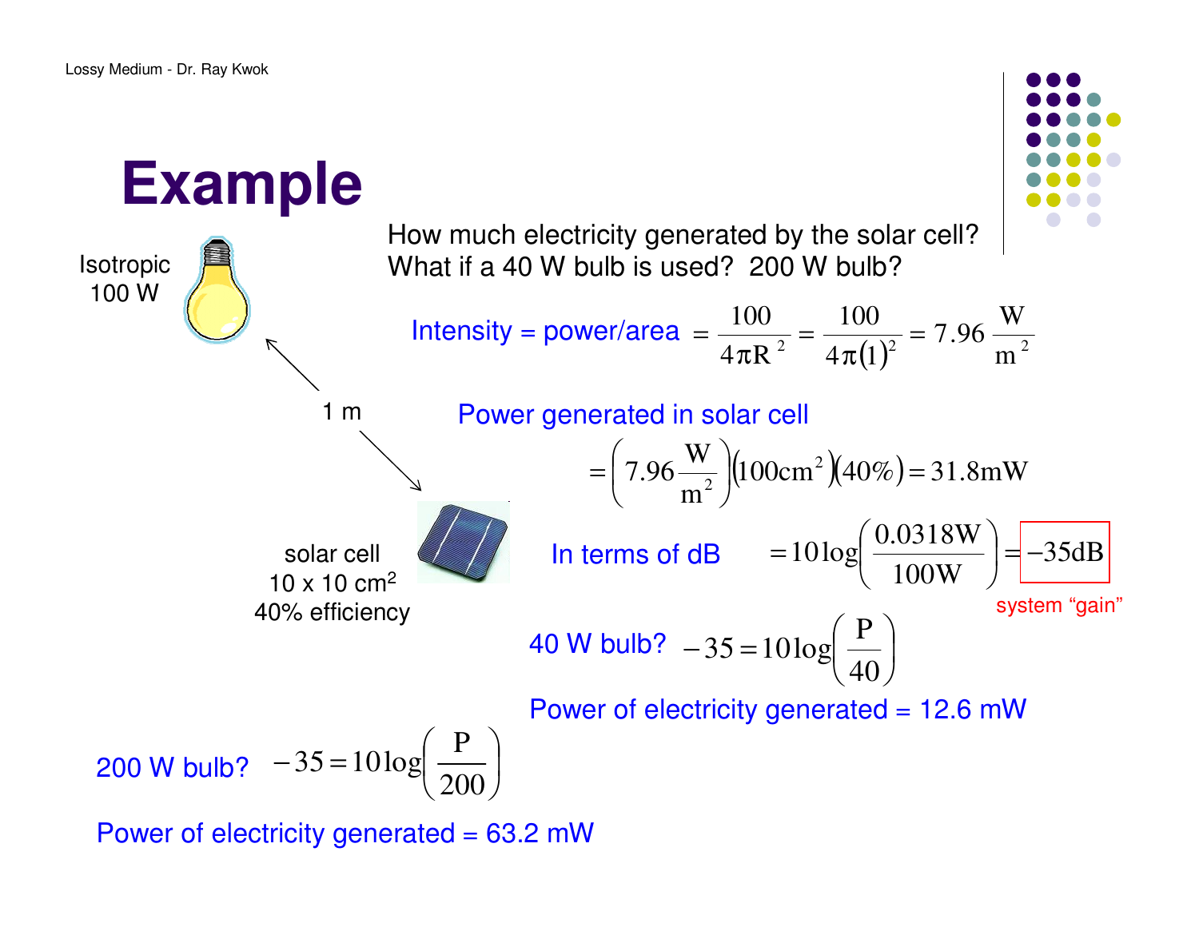# Example

Isotropic 100 W

1 m

solar cell
10 x 10 cm$^2$
40% efficiency

How much electricity generated by the solar cell?
What if a 40 W bulb is used? 200 W bulb?

Intensity = power/area $= \frac{100}{4\pi R^2} = \frac{100}{4\pi(1)^2} = 7.96 \frac{W}{m^2}$

Power generated in solar cell

$$= \left(7.96 \frac{W}{m^2}\right)\left(100cm^2\right)\left(40\%\right) = 31.8mW$$

In terms of dB $= 10\log\left(\frac{0.0318W}{100W}\right) = -35dB$

system "gain"

40 W bulb? $-35 = 10\log\left(\frac{P}{40}\right)$

Power of electricity generated = 12.6 mW

200 W bulb? $-35 = 10\log\left(\frac{P}{200}\right)$

Power of electricity generated = 63.2 mW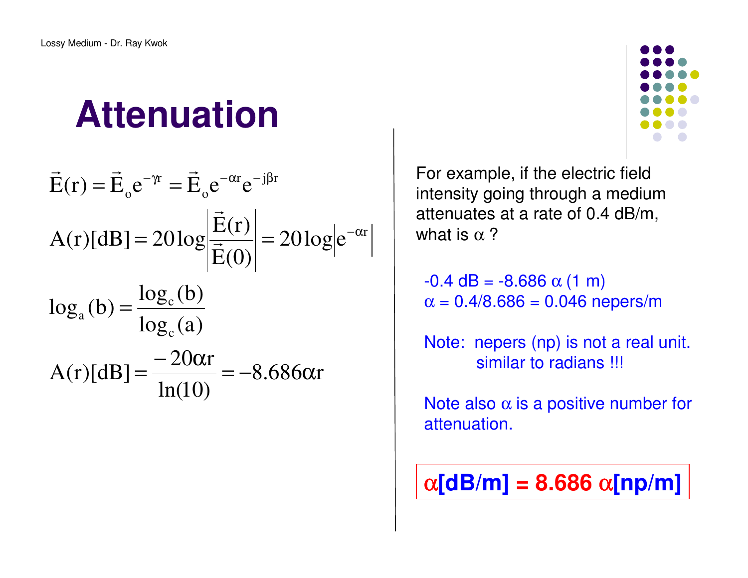# Attenuation

$$\vec{E}(r) = \vec{E}_o e^{-\gamma r} = \vec{E}_o e^{-\alpha r} e^{-j\beta r}$$

$$A(r)[dB] = 20\log\left|\frac{\vec{E}(r)}{\vec{E}(0)}\right| = 20\log\left|e^{-\alpha r}\right|$$

$$\log_a(b) = \frac{\log_c(b)}{\log_c(a)}$$

$$A(r)[dB] = \frac{-20\alpha r}{\ln(10)} = -8.686\alpha r$$

For example, if the electric field intensity going through a medium attenuates at a rate of 0.4 dB/m, what is $\alpha$ ?

-0.4 dB = -8.686 $\alpha$ (1 m)
$\alpha$ = 0.4/8.686 = 0.046 nepers/m

Note: nepers (np) is not a real unit. similar to radians !!!

Note also $\alpha$ is a positive number for attenuation.

**$\alpha$[dB/m] = 8.686 $\alpha$[np/m]**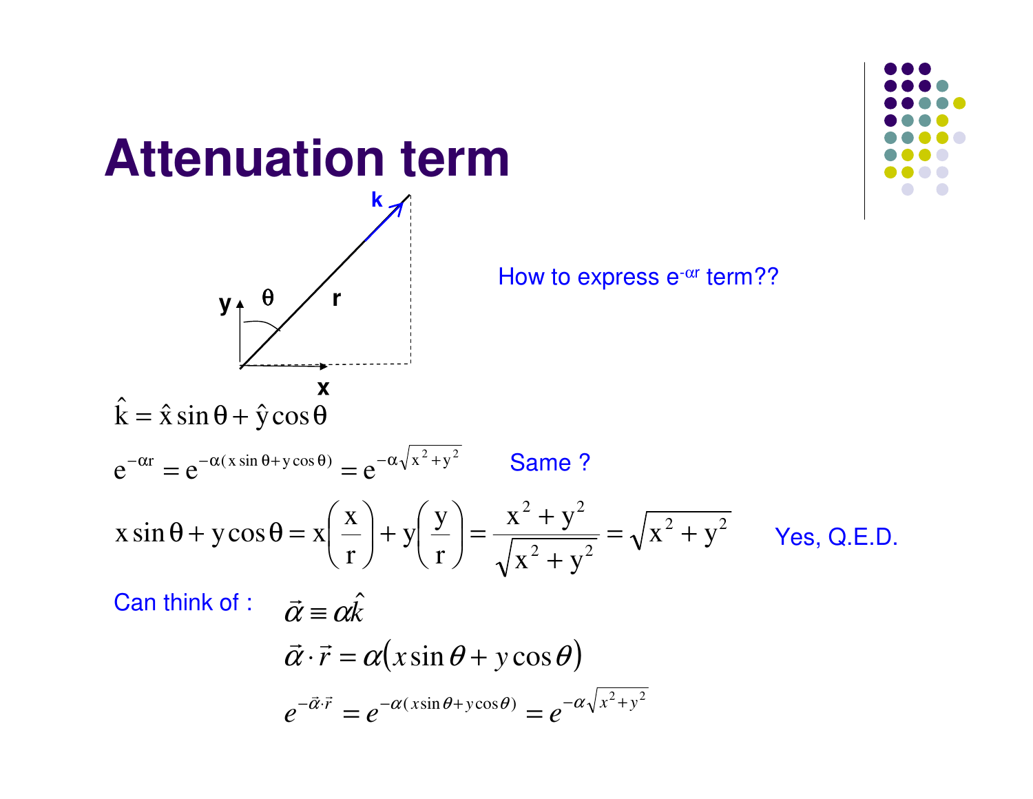# Attenuation term

How to express $e^{-\alpha r}$ term??

$$\hat{k} = \hat{x}\sin\theta + \hat{y}\cos\theta$$

$$e^{-\alpha r} = e^{-\alpha(x\sin\theta + y\cos\theta)} = e^{-\alpha\sqrt{x^2+y^2}}$$

Same ?

$$x\sin\theta + y\cos\theta = x\left(\frac{x}{r}\right) + y\left(\frac{y}{r}\right) = \frac{x^2+y^2}{\sqrt{x^2+y^2}} = \sqrt{x^2+y^2}$$

Yes, Q.E.D.

Can think of :

$$\vec{\alpha} \equiv \alpha\hat{k}$$

$$\vec{\alpha}\cdot\vec{r} = \alpha(x\sin\theta + y\cos\theta)$$

$$e^{-\vec{\alpha}\cdot\vec{r}} = e^{-\alpha(x\sin\theta + y\cos\theta)} = e^{-\alpha\sqrt{x^2+y^2}}$$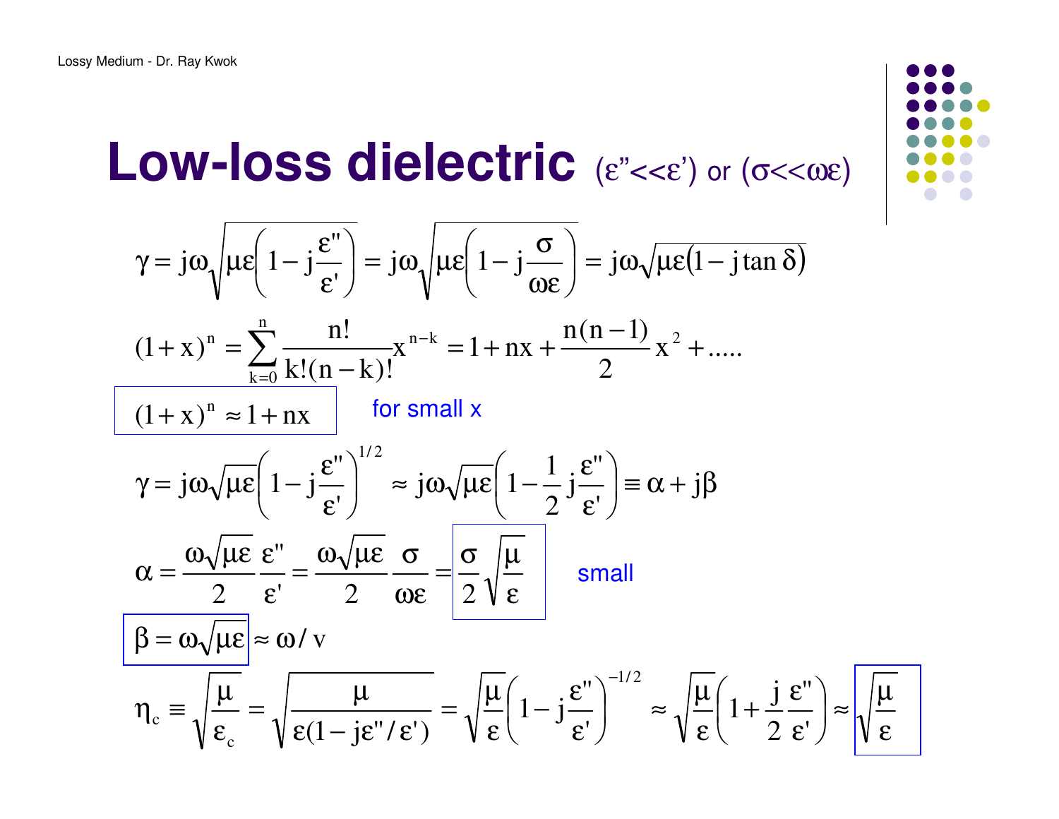# Low-loss dielectric (ε”<<ε’) or (σ<<ωε)

$$\gamma = j\omega\sqrt{\mu\varepsilon\left(1 - j\frac{\varepsilon''}{\varepsilon'}\right)} = j\omega\sqrt{\mu\varepsilon\left(1 - j\frac{\sigma}{\omega\varepsilon}\right)} = j\omega\sqrt{\mu\varepsilon(1 - j\tan\delta)}$$

$$(1+x)^n = \sum_{k=0}^{n}\frac{n!}{k!(n-k)!}x^{n-k} = 1 + nx + \frac{n(n-1)}{2}x^2 + .....$$

$$\boxed{(1+x)^n \approx 1 + nx}$$

for small x

$$\gamma = j\omega\sqrt{\mu\varepsilon}\left(1 - j\frac{\varepsilon''}{\varepsilon'}\right)^{1/2} \approx j\omega\sqrt{\mu\varepsilon}\left(1 - \frac{1}{2}j\frac{\varepsilon''}{\varepsilon'}\right) \equiv \alpha + j\beta$$

$$\alpha = \frac{\omega\sqrt{\mu\varepsilon}}{2}\frac{\varepsilon''}{\varepsilon'} = \frac{\omega\sqrt{\mu\varepsilon}}{2}\frac{\sigma}{\omega\varepsilon} = \boxed{\frac{\sigma}{2}\sqrt{\frac{\mu}{\varepsilon}}}$$

small

$$\boxed{\beta = \omega\sqrt{\mu\varepsilon}} \approx \omega / v$$

$$\eta_c \equiv \sqrt{\frac{\mu}{\varepsilon_c}} = \sqrt{\frac{\mu}{\varepsilon(1 - j\varepsilon''/\varepsilon')}} = \sqrt{\frac{\mu}{\varepsilon}}\left(1 - j\frac{\varepsilon''}{\varepsilon'}\right)^{-1/2} \approx \sqrt{\frac{\mu}{\varepsilon}}\left(1 + \frac{j}{2}\frac{\varepsilon''}{\varepsilon'}\right) \approx \boxed{\sqrt{\frac{\mu}{\varepsilon}}}$$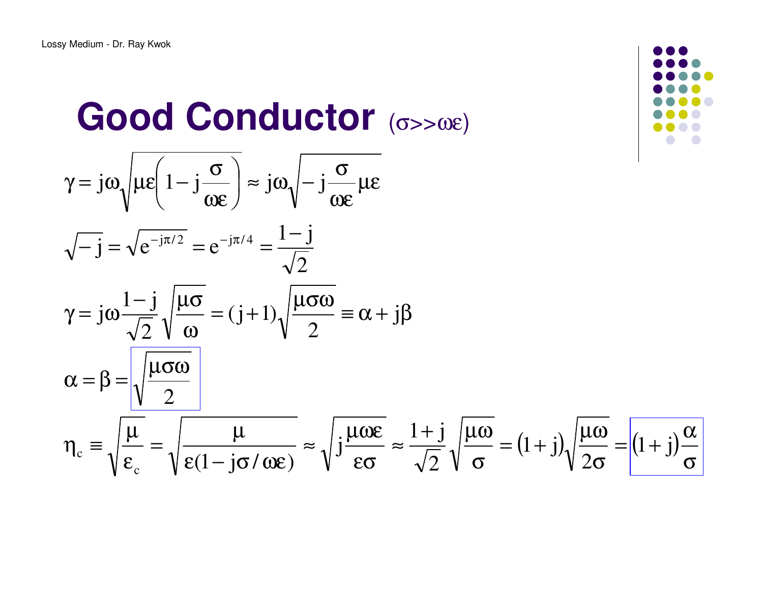# Good Conductor ($\sigma >> \omega\varepsilon$)

$$\gamma = j\omega\sqrt{\mu\varepsilon\left(1 - j\frac{\sigma}{\omega\varepsilon}\right)} \approx j\omega\sqrt{-j\frac{\sigma}{\omega\varepsilon}\mu\varepsilon}$$

$$\sqrt{-j} = \sqrt{e^{-j\pi/2}} = e^{-j\pi/4} = \frac{1-j}{\sqrt{2}}$$

$$\gamma = j\omega\frac{1-j}{\sqrt{2}}\sqrt{\frac{\mu\sigma}{\omega}} = (j+1)\sqrt{\frac{\mu\sigma\omega}{2}} \equiv \alpha + j\beta$$

$$\alpha = \beta = \boxed{\sqrt{\frac{\mu\sigma\omega}{2}}}$$

$$\eta_c \equiv \sqrt{\frac{\mu}{\varepsilon_c}} = \sqrt{\frac{\mu}{\varepsilon(1 - j\sigma/\omega\varepsilon)}} \approx \sqrt{j\frac{\mu\omega\varepsilon}{\varepsilon\sigma}} \approx \frac{1+j}{\sqrt{2}}\sqrt{\frac{\mu\omega}{\sigma}} = (1+j)\sqrt{\frac{\mu\omega}{2\sigma}} = \boxed{(1+j)\frac{\alpha}{\sigma}}$$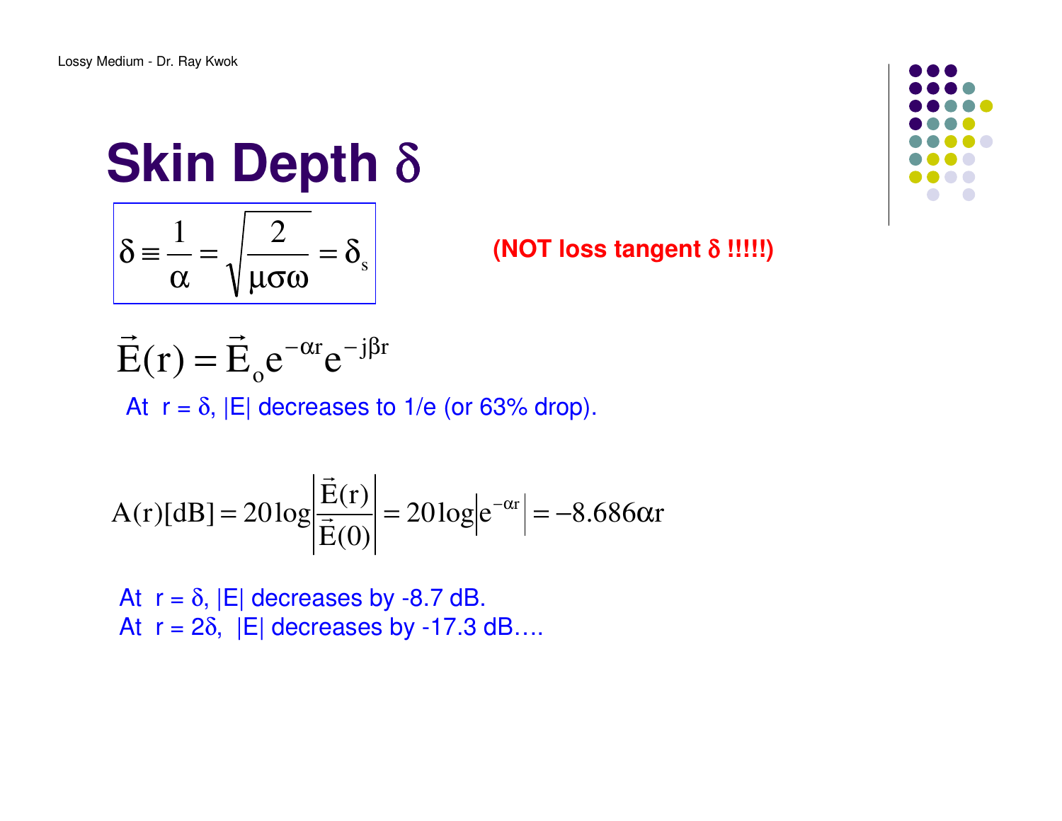# Skin Depth $\delta$

$$\delta \equiv \frac{1}{\alpha} = \sqrt{\frac{2}{\mu\sigma\omega}} = \delta_s$$

**(NOT loss tangent $\delta$ !!!!!)**

$$\vec{E}(r) = \vec{E}_o e^{-\alpha r} e^{-j\beta r}$$

At $r = \delta$, |E| decreases to 1/e (or 63% drop).

$$A(r)[\text{dB}] = 20\log\left|\frac{\vec{E}(r)}{\vec{E}(0)}\right| = 20\log\left|e^{-\alpha r}\right| = -8.686\alpha r$$

At $r = \delta$, |E| decreases by -8.7 dB.
At $r = 2\delta$, |E| decreases by -17.3 dB….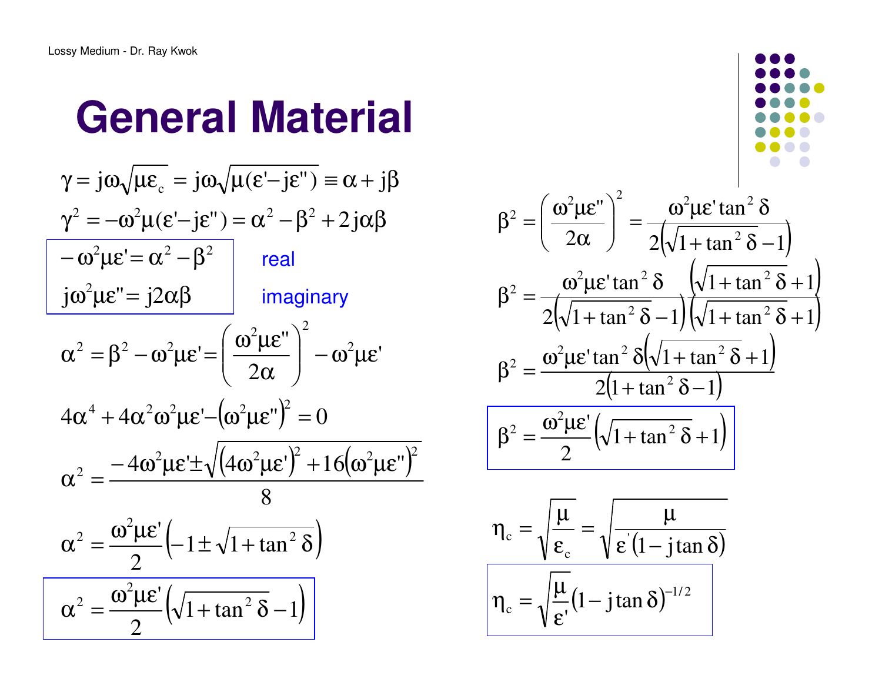# General Material

$$\gamma = j\omega\sqrt{\mu\varepsilon_c} = j\omega\sqrt{\mu(\varepsilon' - j\varepsilon'')} \equiv \alpha + j\beta$$

$$\gamma^2 = -\omega^2\mu(\varepsilon' - j\varepsilon'') = \alpha^2 - \beta^2 + 2j\alpha\beta$$

$$-\omega^2\mu\varepsilon' = \alpha^2 - \beta^2 \qquad \text{real}$$

$$j\omega^2\mu\varepsilon'' = j2\alpha\beta \qquad \text{imaginary}$$

$$\alpha^2 = \beta^2 - \omega^2\mu\varepsilon' = \left(\frac{\omega^2\mu\varepsilon''}{2\alpha}\right)^2 - \omega^2\mu\varepsilon'$$

$$4\alpha^4 + 4\alpha^2\omega^2\mu\varepsilon' - \left(\omega^2\mu\varepsilon''\right)^2 = 0$$

$$\alpha^2 = \frac{-4\omega^2\mu\varepsilon' \pm \sqrt{\left(4\omega^2\mu\varepsilon'\right)^2 + 16\left(\omega^2\mu\varepsilon''\right)^2}}{8}$$

$$\alpha^2 = \frac{\omega^2\mu\varepsilon'}{2}\left(-1 \pm \sqrt{1 + \tan^2\delta}\right)$$

$$\boxed{\alpha^2 = \frac{\omega^2\mu\varepsilon'}{2}\left(\sqrt{1 + \tan^2\delta} - 1\right)}$$

$$\beta^2 = \left(\frac{\omega^2\mu\varepsilon''}{2\alpha}\right)^2 = \frac{\omega^2\mu\varepsilon'\tan^2\delta}{2\left(\sqrt{1 + \tan^2\delta} - 1\right)}$$

$$\beta^2 = \frac{\omega^2\mu\varepsilon'\tan^2\delta}{2\left(\sqrt{1 + \tan^2\delta} - 1\right)} \frac{\left(\sqrt{1 + \tan^2\delta} + 1\right)}{\left(\sqrt{1 + \tan^2\delta} + 1\right)}$$

$$\beta^2 = \frac{\omega^2\mu\varepsilon'\tan^2\delta\left(\sqrt{1 + \tan^2\delta} + 1\right)}{2\left(1 + \tan^2\delta - 1\right)}$$

$$\boxed{\beta^2 = \frac{\omega^2\mu\varepsilon'}{2}\left(\sqrt{1 + \tan^2\delta} + 1\right)}$$

$$\eta_c = \sqrt{\frac{\mu}{\varepsilon_c}} = \sqrt{\frac{\mu}{\varepsilon'(1 - j\tan\delta)}}$$

$$\boxed{\eta_c = \sqrt{\frac{\mu}{\varepsilon'}}(1 - j\tan\delta)^{-1/2}}$$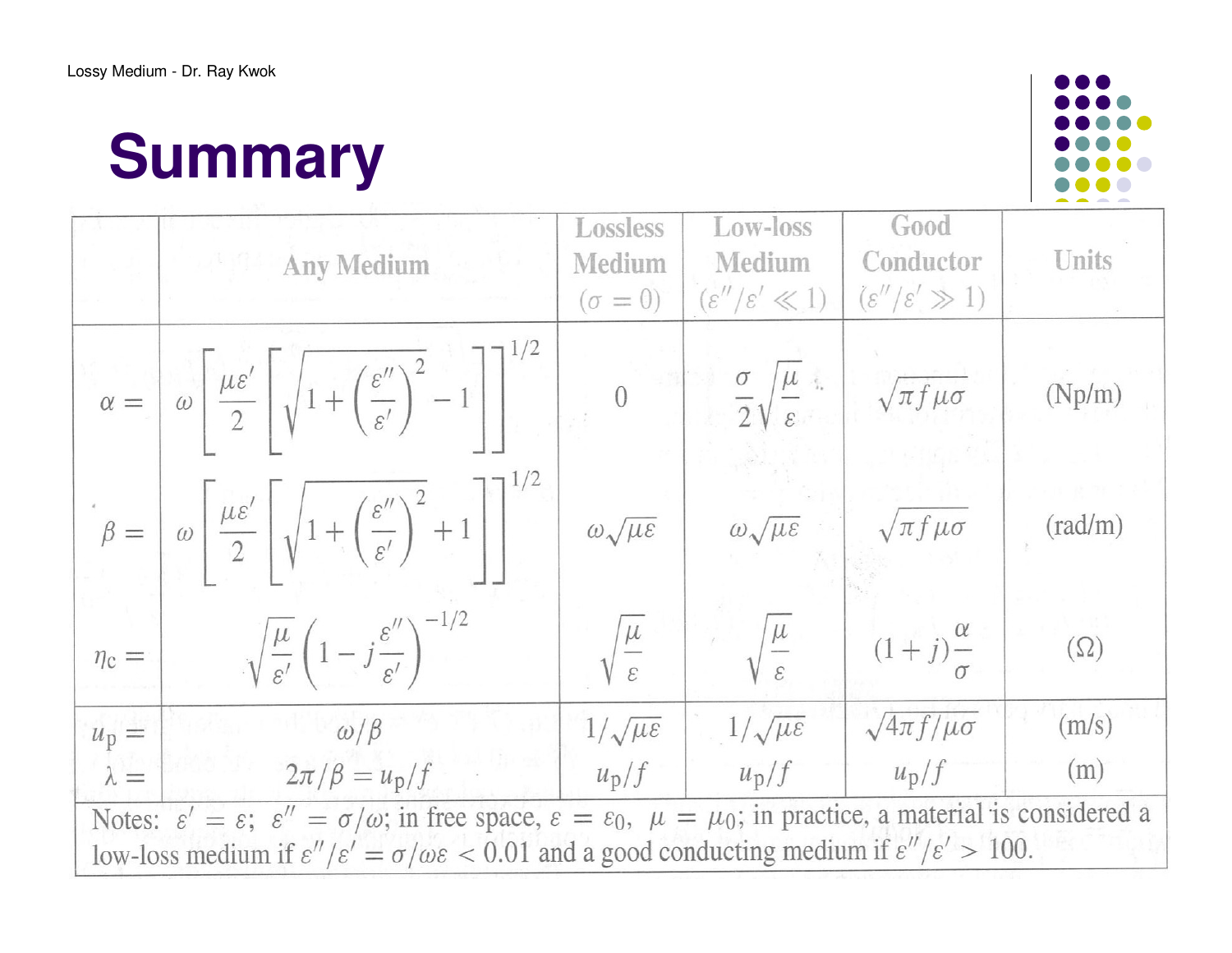# Summary

| | Any Medium | Lossless Medium ($\sigma = 0$) | Low-loss Medium ($\varepsilon''/\varepsilon' \ll 1$) | Good Conductor ($\varepsilon''/\varepsilon' \gg 1$) | Units |
|---|---|---|---|---|---|
| $\alpha =$ | $\omega \left[ \frac{\mu\varepsilon'}{2} \left[ \sqrt{1 + \left(\frac{\varepsilon''}{\varepsilon'}\right)^2} - 1 \right] \right]^{1/2}$ | $0$ | $\frac{\sigma}{2}\sqrt{\frac{\mu}{\varepsilon}}$ | $\sqrt{\pi f \mu \sigma}$ | (Np/m) |
| $\beta =$ | $\omega \left[ \frac{\mu\varepsilon'}{2} \left[ \sqrt{1 + \left(\frac{\varepsilon''}{\varepsilon'}\right)^2} + 1 \right] \right]^{1/2}$ | $\omega\sqrt{\mu\varepsilon}$ | $\omega\sqrt{\mu\varepsilon}$ | $\sqrt{\pi f \mu \sigma}$ | (rad/m) |
| $\eta_c =$ | $\sqrt{\frac{\mu}{\varepsilon'}} \left(1 - j\frac{\varepsilon''}{\varepsilon'}\right)^{-1/2}$ | $\sqrt{\frac{\mu}{\varepsilon}}$ | $\sqrt{\frac{\mu}{\varepsilon}}$ | $(1+j)\frac{\alpha}{\sigma}$ | $(\Omega)$ |
| $u_p =$ | $\omega/\beta$ | $1/\sqrt{\mu\varepsilon}$ | $1/\sqrt{\mu\varepsilon}$ | $\sqrt{4\pi f/\mu\sigma}$ | (m/s) |
| $\lambda =$ | $2\pi/\beta = u_p/f$ | $u_p/f$ | $u_p/f$ | $u_p/f$ | (m) |

Notes: $\varepsilon' = \varepsilon$; $\varepsilon'' = \sigma/\omega$; in free space, $\varepsilon = \varepsilon_0$, $\mu = \mu_0$; in practice, a material is considered a low-loss medium if $\varepsilon''/\varepsilon' = \sigma/\omega\varepsilon < 0.01$ and a good conducting medium if $\varepsilon''/\varepsilon' > 100$.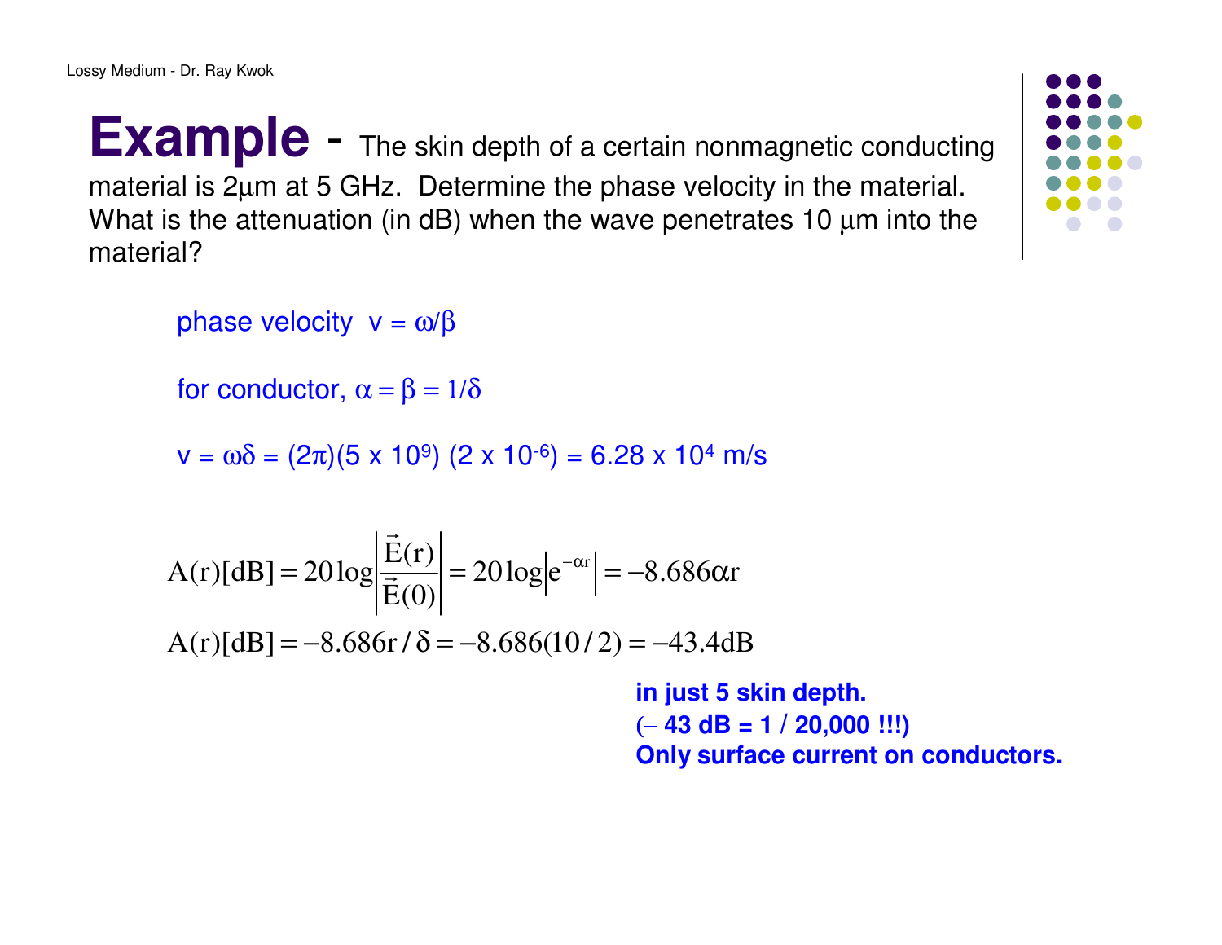# Example - The skin depth of a certain nonmagnetic conducting material is 2μm at 5 GHz. Determine the phase velocity in the material. What is the attenuation (in dB) when the wave penetrates 10 μm into the material?

phase velocity $v = \omega/\beta$

for conductor, $\alpha = \beta = 1/\delta$

$v = \omega\delta = (2\pi)(5 \times 10^9)(2 \times 10^{-6}) = 6.28 \times 10^4$ m/s

$$A(r)[dB] = 20\log\left|\frac{\vec{E}(r)}{\vec{E}(0)}\right| = 20\log\left|e^{-\alpha r}\right| = -8.686\alpha r$$

$$A(r)[dB] = -8.686r/\delta = -8.686(10/2) = -43.4dB$$

**in just 5 skin depth.**
**(– 43 dB = 1 / 20,000 !!!)**
**Only surface current on conductors.**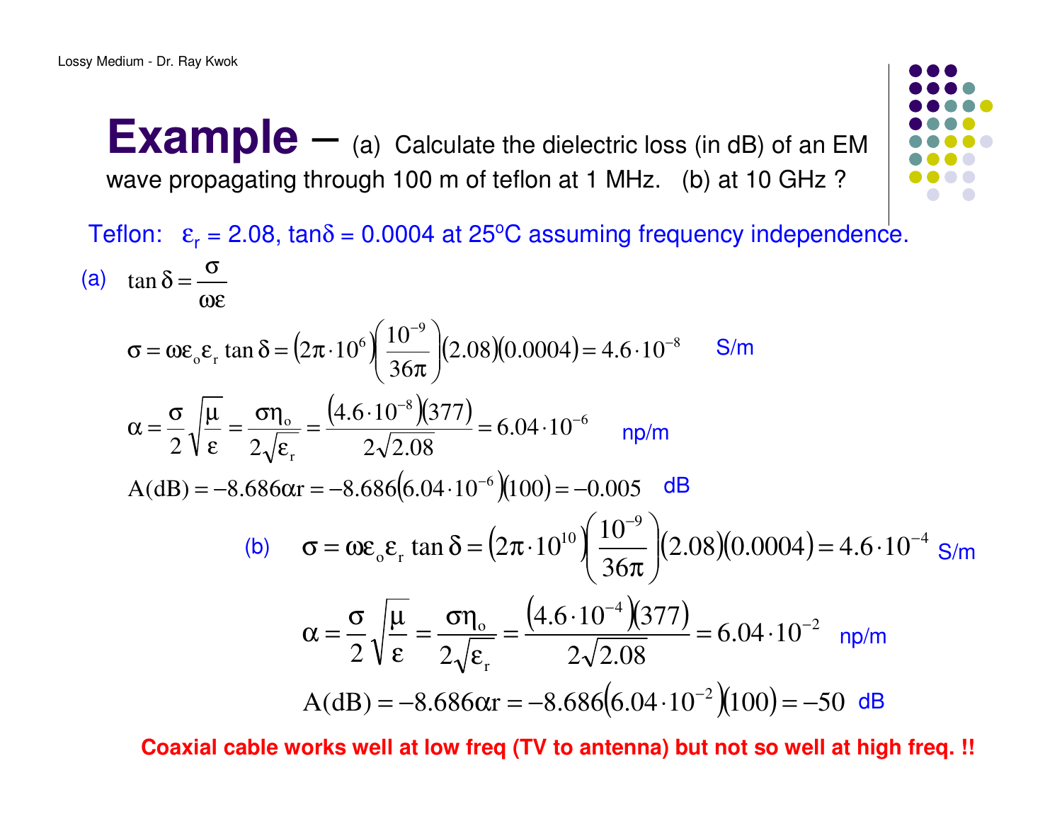# Example – (a) Calculate the dielectric loss (in dB) of an EM wave propagating through 100 m of teflon at 1 MHz. (b) at 10 GHz ?

Teflon: $\varepsilon_r = 2.08$, $\tan\delta = 0.0004$ at 25°C assuming frequency independence.

(a) $$\tan\delta = \frac{\sigma}{\omega\varepsilon}$$

$$\sigma = \omega\varepsilon_o\varepsilon_r\tan\delta = \left(2\pi\cdot 10^{6}\right)\left(\frac{10^{-9}}{36\pi}\right)(2.08)(0.0004) = 4.6\cdot 10^{-8} \quad \text{S/m}$$

$$\alpha = \frac{\sigma}{2}\sqrt{\frac{\mu}{\varepsilon}} = \frac{\sigma\eta_o}{2\sqrt{\varepsilon_r}} = \frac{\left(4.6\cdot 10^{-8}\right)(377)}{2\sqrt{2.08}} = 6.04\cdot 10^{-6} \quad \text{np/m}$$

$$A(\text{dB}) = -8.686\alpha r = -8.686\left(6.04\cdot 10^{-6}\right)(100) = -0.005 \quad \text{dB}$$

(b) $$\sigma = \omega\varepsilon_o\varepsilon_r\tan\delta = \left(2\pi\cdot 10^{10}\right)\left(\frac{10^{-9}}{36\pi}\right)(2.08)(0.0004) = 4.6\cdot 10^{-4} \quad \text{S/m}$$

$$\alpha = \frac{\sigma}{2}\sqrt{\frac{\mu}{\varepsilon}} = \frac{\sigma\eta_o}{2\sqrt{\varepsilon_r}} = \frac{\left(4.6\cdot 10^{-4}\right)(377)}{2\sqrt{2.08}} = 6.04\cdot 10^{-2} \quad \text{np/m}$$

$$A(\text{dB}) = -8.686\alpha r = -8.686\left(6.04\cdot 10^{-2}\right)(100) = -50 \quad \text{dB}$$

**Coaxial cable works well at low freq (TV to antenna) but not so well at high freq. !!**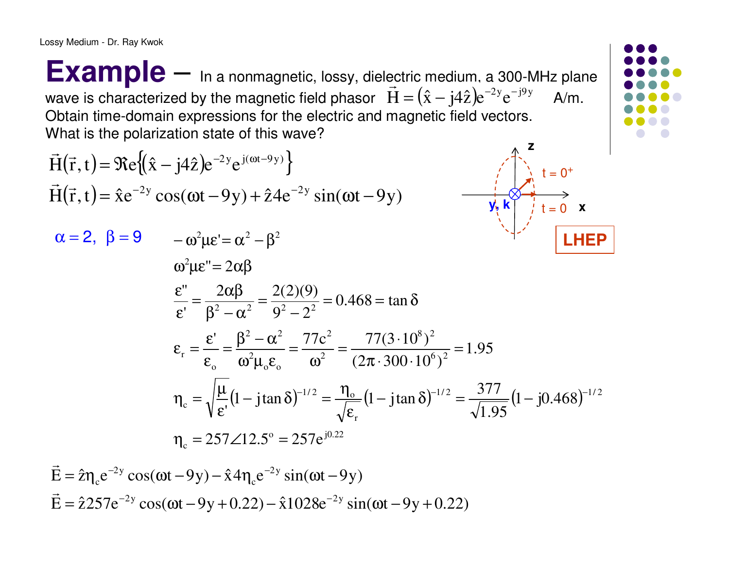# Example – In a nonmagnetic, lossy, dielectric medium, a 300-MHz plane wave is characterized by the magnetic field phasor $\vec{H} = (\hat{x} - j4\hat{z})e^{-2y}e^{-j9y}$ A/m. Obtain time-domain expressions for the electric and magnetic field vectors. What is the polarization state of this wave?

$$\vec{H}(\vec{r},t) = \Re e\left\{(\hat{x} - j4\hat{z})e^{-2y}e^{j(\omega t - 9y)}\right\}$$

$$\vec{H}(\vec{r},t) = \hat{x}e^{-2y}\cos(\omega t - 9y) + \hat{z}4e^{-2y}\sin(\omega t - 9y)$$

z, x, y, k, t = 0⁺, t = 0

**LHEP**

$\alpha = 2,\ \beta = 9$

$$-\omega^2\mu\varepsilon' = \alpha^2 - \beta^2$$

$$\omega^2\mu\varepsilon'' = 2\alpha\beta$$

$$\frac{\varepsilon''}{\varepsilon'} = \frac{2\alpha\beta}{\beta^2 - \alpha^2} = \frac{2(2)(9)}{9^2 - 2^2} = 0.468 = \tan\delta$$

$$\varepsilon_r = \frac{\varepsilon'}{\varepsilon_o} = \frac{\beta^2 - \alpha^2}{\omega^2\mu_o\varepsilon_o} = \frac{77c^2}{\omega^2} = \frac{77(3\cdot 10^8)^2}{(2\pi\cdot 300\cdot 10^6)^2} = 1.95$$

$$\eta_c = \sqrt{\frac{\mu}{\varepsilon'}}(1 - j\tan\delta)^{-1/2} = \frac{\eta_o}{\sqrt{\varepsilon_r}}(1 - j\tan\delta)^{-1/2} = \frac{377}{\sqrt{1.95}}(1 - j0.468)^{-1/2}$$

$$\eta_c = 257\angle 12.5^\circ = 257e^{j0.22}$$

$$\vec{E} = \hat{z}\eta_c e^{-2y}\cos(\omega t - 9y) - \hat{x}4\eta_c e^{-2y}\sin(\omega t - 9y)$$

$$\vec{E} = \hat{z}257e^{-2y}\cos(\omega t - 9y + 0.22) - \hat{x}1028e^{-2y}\sin(\omega t - 9y + 0.22)$$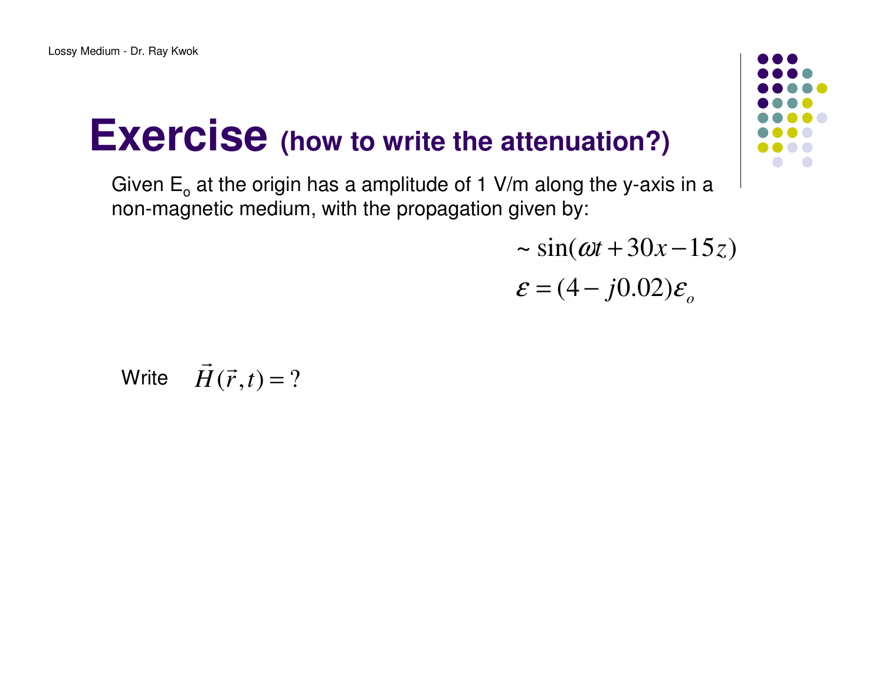# Exercise (how to write the attenuation?)

Given $E_o$ at the origin has a amplitude of 1 V/m along the y-axis in a non-magnetic medium, with the propagation given by:

$$\sim \sin(\omega t + 30x - 15z)$$

$$\varepsilon = (4 - j0.02)\varepsilon_o$$

Write $\vec{H}(\vec{r},t) = ?$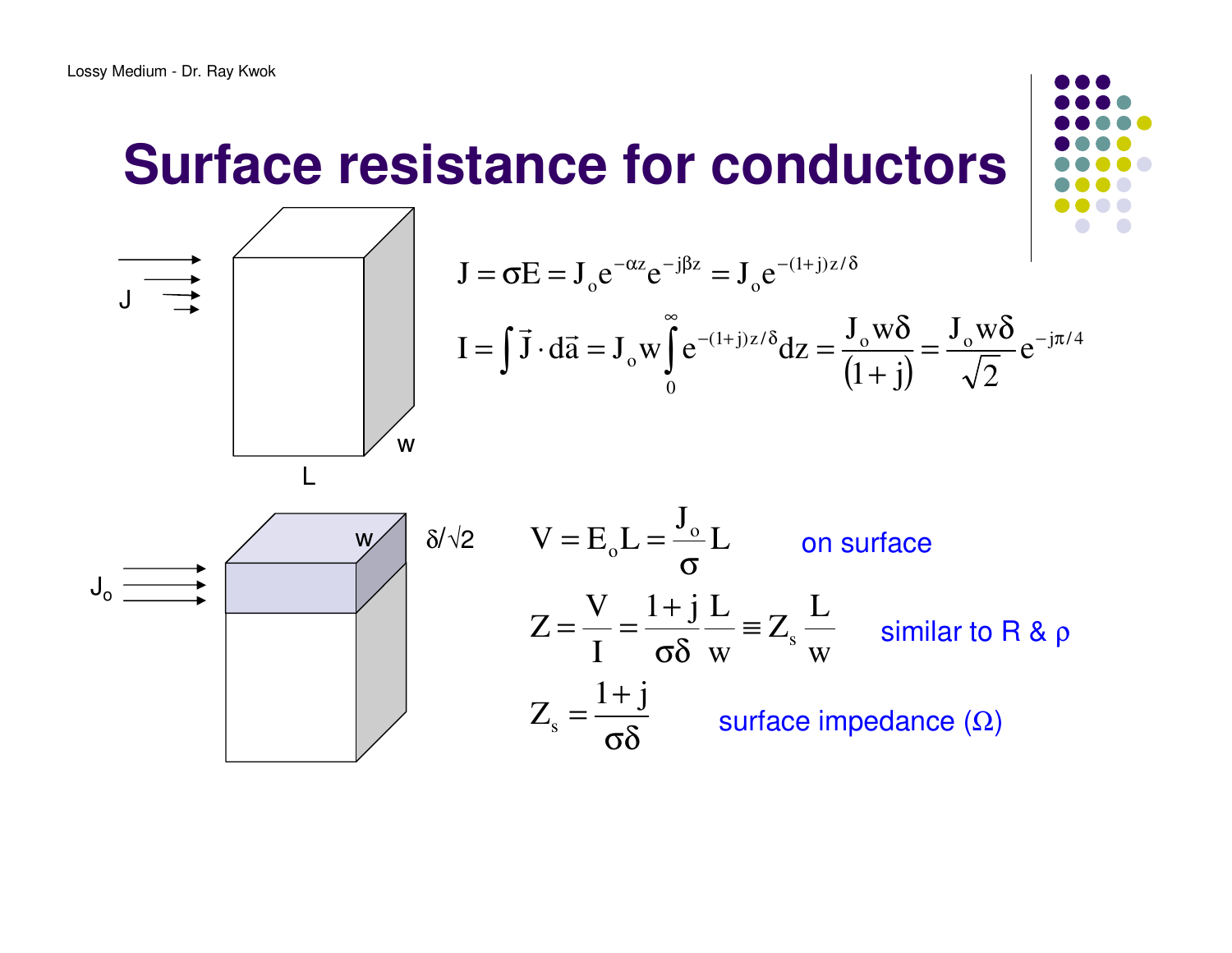# Surface resistance for conductors

J, w, L

$$J = \sigma E = J_o e^{-\alpha z} e^{-j\beta z} = J_o e^{-(1+j)z/\delta}$$

$$I = \int \vec{J} \cdot d\vec{a} = J_o w \int_0^\infty e^{-(1+j)z/\delta} dz = \frac{J_o w \delta}{(1+j)} = \frac{J_o w \delta}{\sqrt{2}} e^{-j\pi/4}$$

$J_o$, w, $\delta/\sqrt{2}$

$$V = E_o L = \frac{J_o}{\sigma} L$$ on surface

$$Z = \frac{V}{I} = \frac{1+j}{\sigma\delta} \frac{L}{w} \equiv Z_s \frac{L}{w}$$ similar to R & ρ

$$Z_s = \frac{1+j}{\sigma\delta}$$ surface impedance (Ω)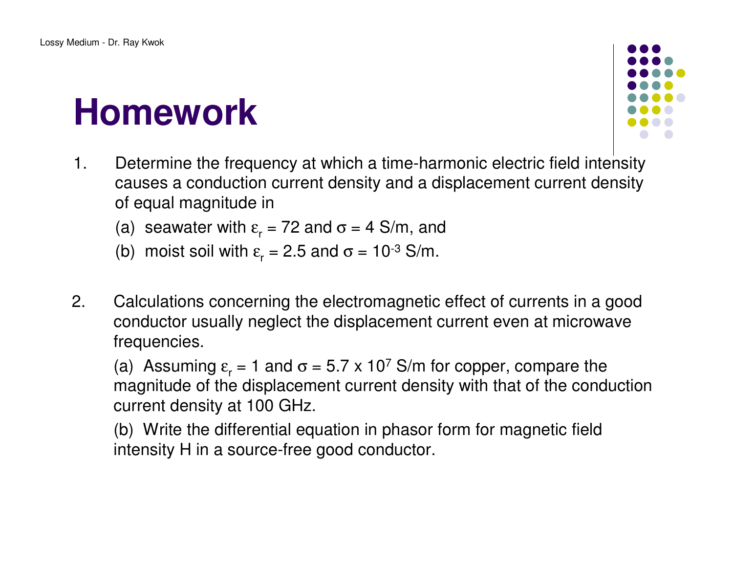# Homework

1. Determine the frequency at which a time-harmonic electric field intensity causes a conduction current density and a displacement current density of equal magnitude in

   (a) seawater with $\varepsilon_r = 72$ and $\sigma = 4$ S/m, and

   (b) moist soil with $\varepsilon_r = 2.5$ and $\sigma = 10^{-3}$ S/m.

2. Calculations concerning the electromagnetic effect of currents in a good conductor usually neglect the displacement current even at microwave frequencies.

   (a) Assuming $\varepsilon_r = 1$ and $\sigma = 5.7 \times 10^7$ S/m for copper, compare the magnitude of the displacement current density with that of the conduction current density at 100 GHz.

   (b) Write the differential equation in phasor form for magnetic field intensity H in a source-free good conductor.